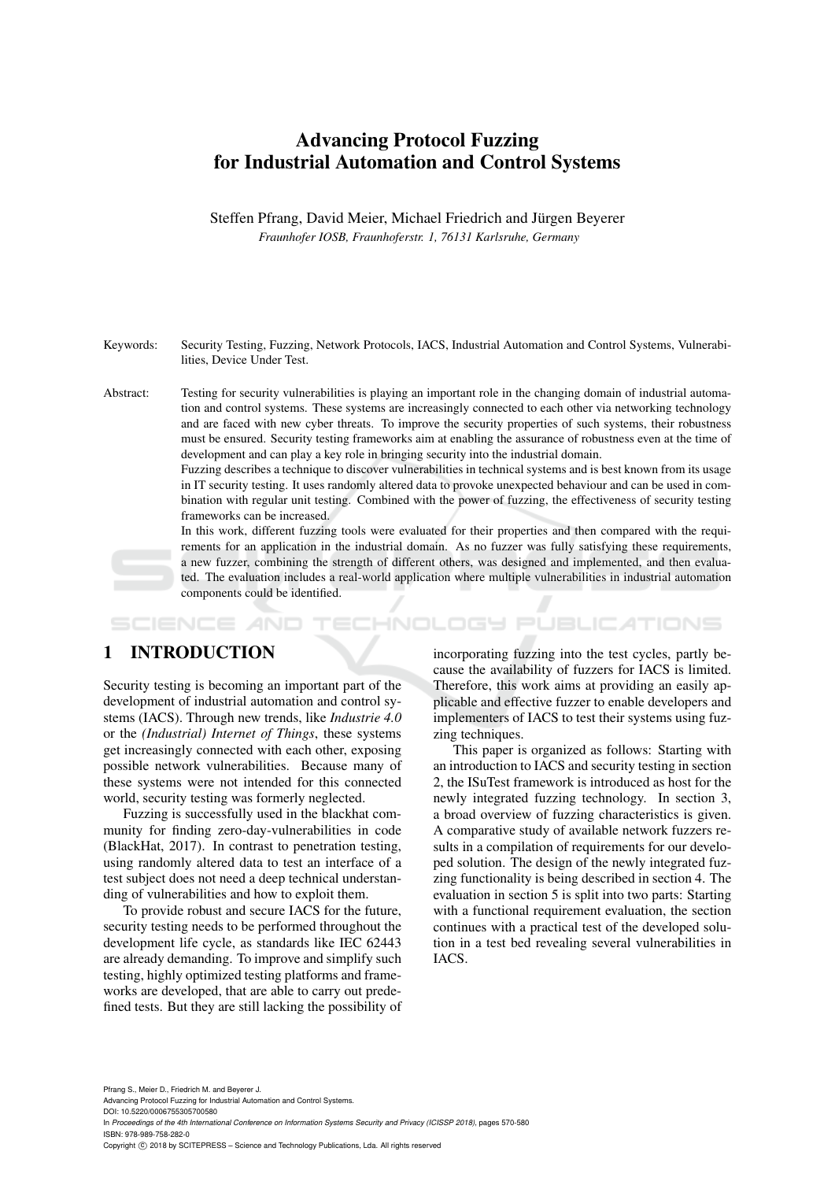# Advancing Protocol Fuzzing for Industrial Automation and Control Systems

Steffen Pfrang, David Meier, Michael Friedrich and Jürgen Beyerer

*Fraunhofer IOSB, Fraunhoferstr. 1, 76131 Karlsruhe, Germany*

Keywords: Security Testing, Fuzzing, Network Protocols, IACS, Industrial Automation and Control Systems, Vulnerabilities, Device Under Test.

Abstract: Testing for security vulnerabilities is playing an important role in the changing domain of industrial automation and control systems. These systems are increasingly connected to each other via networking technology and are faced with new cyber threats. To improve the security properties of such systems, their robustness must be ensured. Security testing frameworks aim at enabling the assurance of robustness even at the time of development and can play a key role in bringing security into the industrial domain.

Fuzzing describes a technique to discover vulnerabilities in technical systems and is best known from its usage in IT security testing. It uses randomly altered data to provoke unexpected behaviour and can be used in combination with regular unit testing. Combined with the power of fuzzing, the effectiveness of security testing frameworks can be increased.

In this work, different fuzzing tools were evaluated for their properties and then compared with the requirements for an application in the industrial domain. As no fuzzer was fully satisfying these requirements, a new fuzzer, combining the strength of different others, was designed and implemented, and then evaluated. The evaluation includes a real-world application where multiple vulnerabilities in industrial automation components could be identified.

## 1 INTRODUCTION

Security testing is becoming an important part of the development of industrial automation and control systems (IACS). Through new trends, like *Industrie 4.0* or the *(Industrial) Internet of Things*, these systems get increasingly connected with each other, exposing possible network vulnerabilities. Because many of these systems were not intended for this connected world, security testing was formerly neglected.

Fuzzing is successfully used in the blackhat community for finding zero-day-vulnerabilities in code (BlackHat, 2017). In contrast to penetration testing, using randomly altered data to test an interface of a test subject does not need a deep technical understanding of vulnerabilities and how to exploit them.

To provide robust and secure IACS for the future, security testing needs to be performed throughout the development life cycle, as standards like IEC 62443 are already demanding. To improve and simplify such testing, highly optimized testing platforms and frameworks are developed, that are able to carry out predefined tests. But they are still lacking the possibility of incorporating fuzzing into the test cycles, partly because the availability of fuzzers for IACS is limited. Therefore, this work aims at providing an easily applicable and effective fuzzer to enable developers and implementers of IACS to test their systems using fuzzing techniques.

This paper is organized as follows: Starting with an introduction to IACS and security testing in section 2, the ISuTest framework is introduced as host for the newly integrated fuzzing technology. In section 3, a broad overview of fuzzing characteristics is given. A comparative study of available network fuzzers results in a compilation of requirements for our developed solution. The design of the newly integrated fuzzing functionality is being described in section 4. The evaluation in section 5 is split into two parts: Starting with a functional requirement evaluation, the section continues with a practical test of the developed solution in a test bed revealing several vulnerabilities in IACS.

Pfrang S., Meier D., Friedrich M. and Beyerer J.
Advancing Protocol Fuzzing for Industrial Automation and Control Systems.
DOI: 10.5220/0006755305700580
In *Proceedings of the 4th International Conference on Information Systems Security and Privacy (ICISSP 2018)*, pages 570-580
ISBN: 978-989-758-282-0
Copyright © 2018 by SCITEPRESS – Science and Technology Publications, Lda. All rights reserved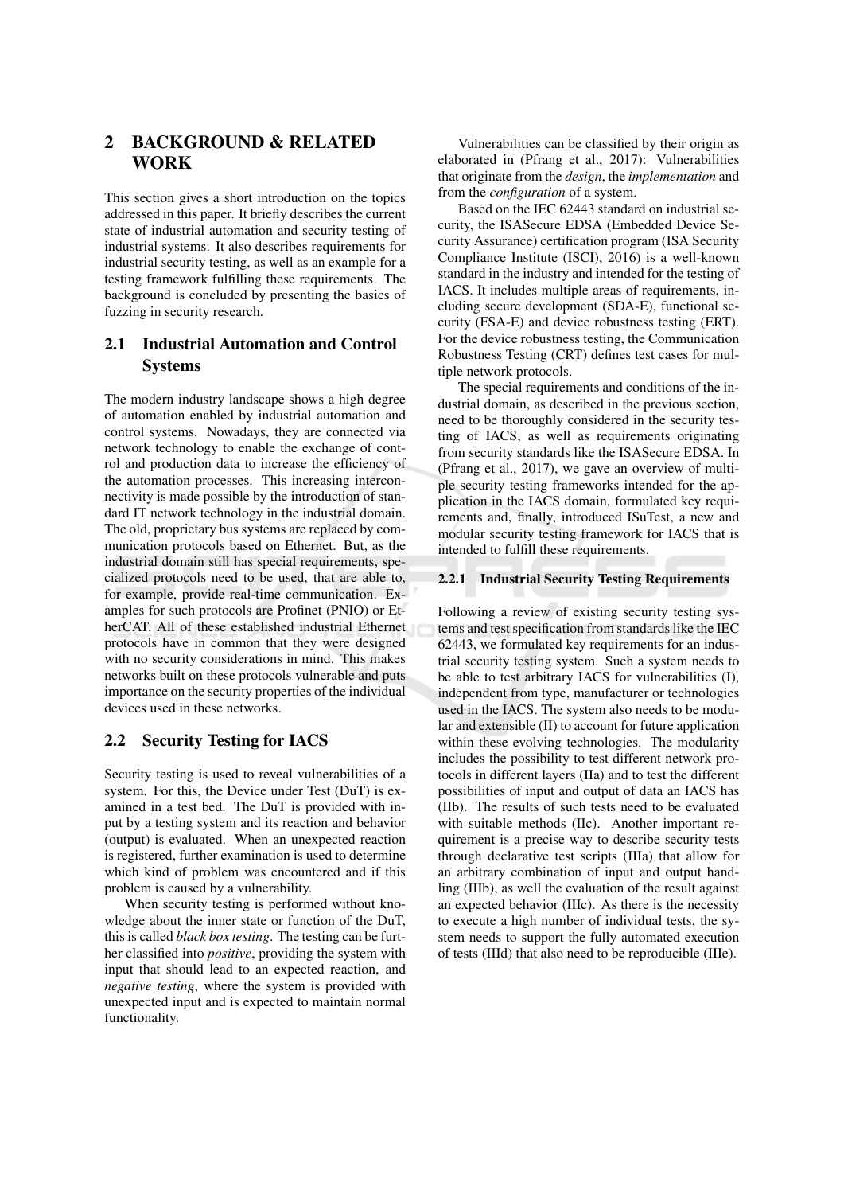## 2 BACKGROUND & RELATED WORK

This section gives a short introduction on the topics addressed in this paper. It briefly describes the current state of industrial automation and security testing of industrial systems. It also describes requirements for industrial security testing, as well as an example for a testing framework fulfilling these requirements. The background is concluded by presenting the basics of fuzzing in security research.

### 2.1 Industrial Automation and Control Systems

The modern industry landscape shows a high degree of automation enabled by industrial automation and control systems. Nowadays, they are connected via network technology to enable the exchange of control and production data to increase the efficiency of the automation processes. This increasing interconnectivity is made possible by the introduction of standard IT network technology in the industrial domain. The old, proprietary bus systems are replaced by communication protocols based on Ethernet. But, as the industrial domain still has special requirements, specialized protocols need to be used, that are able to, for example, provide real-time communication. Examples for such protocols are Profinet (PNIO) or EtherCAT. All of these established industrial Ethernet protocols have in common that they were designed with no security considerations in mind. This makes networks built on these protocols vulnerable and puts importance on the security properties of the individual devices used in these networks.

### 2.2 Security Testing for IACS

Security testing is used to reveal vulnerabilities of a system. For this, the Device under Test (DuT) is examined in a test bed. The DuT is provided with input by a testing system and its reaction and behavior (output) is evaluated. When an unexpected reaction is registered, further examination is used to determine which kind of problem was encountered and if this problem is caused by a vulnerability.

When security testing is performed without knowledge about the inner state or function of the DuT, this is called *black box testing*. The testing can be further classified into *positive*, providing the system with input that should lead to an expected reaction, and *negative testing*, where the system is provided with unexpected input and is expected to maintain normal functionality.

Vulnerabilities can be classified by their origin as elaborated in (Pfrang et al., 2017): Vulnerabilities that originate from the *design*, the *implementation* and from the *configuration* of a system.

Based on the IEC 62443 standard on industrial security, the ISASecure EDSA (Embedded Device Security Assurance) certification program (ISA Security Compliance Institute (ISCI), 2016) is a well-known standard in the industry and intended for the testing of IACS. It includes multiple areas of requirements, including secure development (SDA-E), functional security (FSA-E) and device robustness testing (ERT). For the device robustness testing, the Communication Robustness Testing (CRT) defines test cases for multiple network protocols.

The special requirements and conditions of the industrial domain, as described in the previous section, need to be thoroughly considered in the security testing of IACS, as well as requirements originating from security standards like the ISASecure EDSA. In (Pfrang et al., 2017), we gave an overview of multiple security testing frameworks intended for the application in the IACS domain, formulated key requirements and, finally, introduced ISuTest, a new and modular security testing framework for IACS that is intended to fulfill these requirements.

#### 2.2.1 Industrial Security Testing Requirements

Following a review of existing security testing systems and test specification from standards like the IEC 62443, we formulated key requirements for an industrial security testing system. Such a system needs to be able to test arbitrary IACS for vulnerabilities (I), independent from type, manufacturer or technologies used in the IACS. The system also needs to be modular and extensible (II) to account for future application within these evolving technologies. The modularity includes the possibility to test different network protocols in different layers (IIa) and to test the different possibilities of input and output of data an IACS has (IIb). The results of such tests need to be evaluated with suitable methods (IIc). Another important requirement is a precise way to describe security tests through declarative test scripts (IIIa) that allow for an arbitrary combination of input and output handling (IIIb), as well the evaluation of the result against an expected behavior (IIIc). As there is the necessity to execute a high number of individual tests, the system needs to support the fully automated execution of tests (IIId) that also need to be reproducible (IIIe).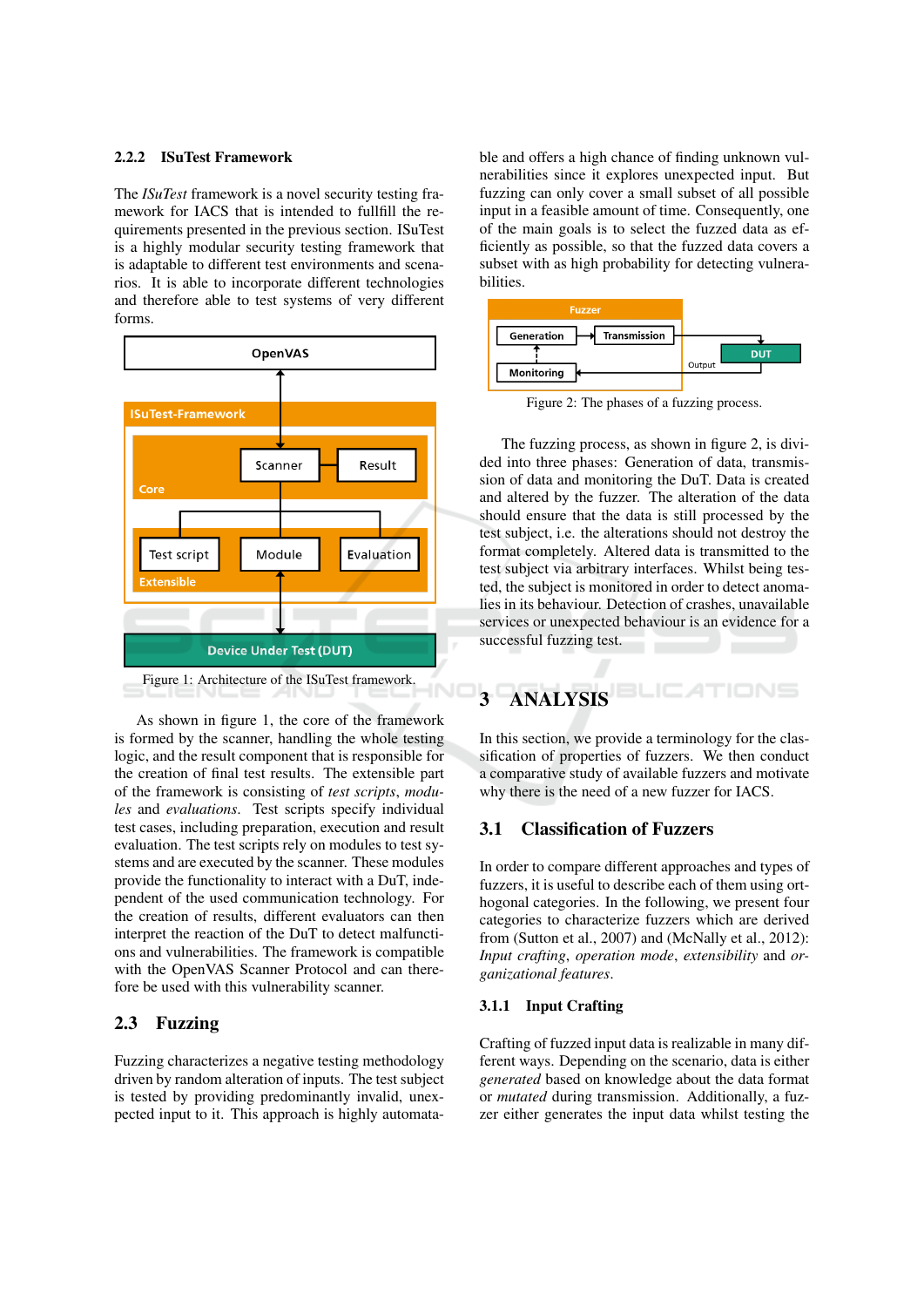#### 2.2.2 ISuTest Framework

The *ISuTest* framework is a novel security testing framework for IACS that is intended to fullfill the requirements presented in the previous section. ISuTest is a highly modular security testing framework that is adaptable to different test environments and scenarios. It is able to incorporate different technologies and therefore able to test systems of very different forms.

Figure 1: Architecture of the ISuTest framework.

As shown in figure 1, the core of the framework is formed by the scanner, handling the whole testing logic, and the result component that is responsible for the creation of final test results. The extensible part of the framework is consisting of *test scripts*, *modules* and *evaluations*. Test scripts specify individual test cases, including preparation, execution and result evaluation. The test scripts rely on modules to test systems and are executed by the scanner. These modules provide the functionality to interact with a DuT, independent of the used communication technology. For the creation of results, different evaluators can then interpret the reaction of the DuT to detect malfunctions and vulnerabilities. The framework is compatible with the OpenVAS Scanner Protocol and can therefore be used with this vulnerability scanner.

### 2.3 Fuzzing

Fuzzing characterizes a negative testing methodology driven by random alteration of inputs. The test subject is tested by providing predominantly invalid, unexpected input to it. This approach is highly automatable and offers a high chance of finding unknown vulnerabilities since it explores unexpected input. But fuzzing can only cover a small subset of all possible input in a feasible amount of time. Consequently, one of the main goals is to select the fuzzed data as efficiently as possible, so that the fuzzed data covers a subset with as high probability for detecting vulnerabilities.

Figure 2: The phases of a fuzzing process.

The fuzzing process, as shown in figure 2, is divided into three phases: Generation of data, transmission of data and monitoring the DuT. Data is created and altered by the fuzzer. The alteration of the data should ensure that the data is still processed by the test subject, i.e. the alterations should not destroy the format completely. Altered data is transmitted to the test subject via arbitrary interfaces. Whilst being tested, the subject is monitored in order to detect anomalies in its behaviour. Detection of crashes, unavailable services or unexpected behaviour is an evidence for a successful fuzzing test.

## 3 ANALYSIS

In this section, we provide a terminology for the classification of properties of fuzzers. We then conduct a comparative study of available fuzzers and motivate why there is the need of a new fuzzer for IACS.

### 3.1 Classification of Fuzzers

In order to compare different approaches and types of fuzzers, it is useful to describe each of them using orthogonal categories. In the following, we present four categories to characterize fuzzers which are derived from (Sutton et al., 2007) and (McNally et al., 2012): *Input crafting*, *operation mode*, *extensibility* and *organizational features*.

#### 3.1.1 Input Crafting

Crafting of fuzzed input data is realizable in many different ways. Depending on the scenario, data is either *generated* based on knowledge about the data format or *mutated* during transmission. Additionally, a fuzzer either generates the input data whilst testing the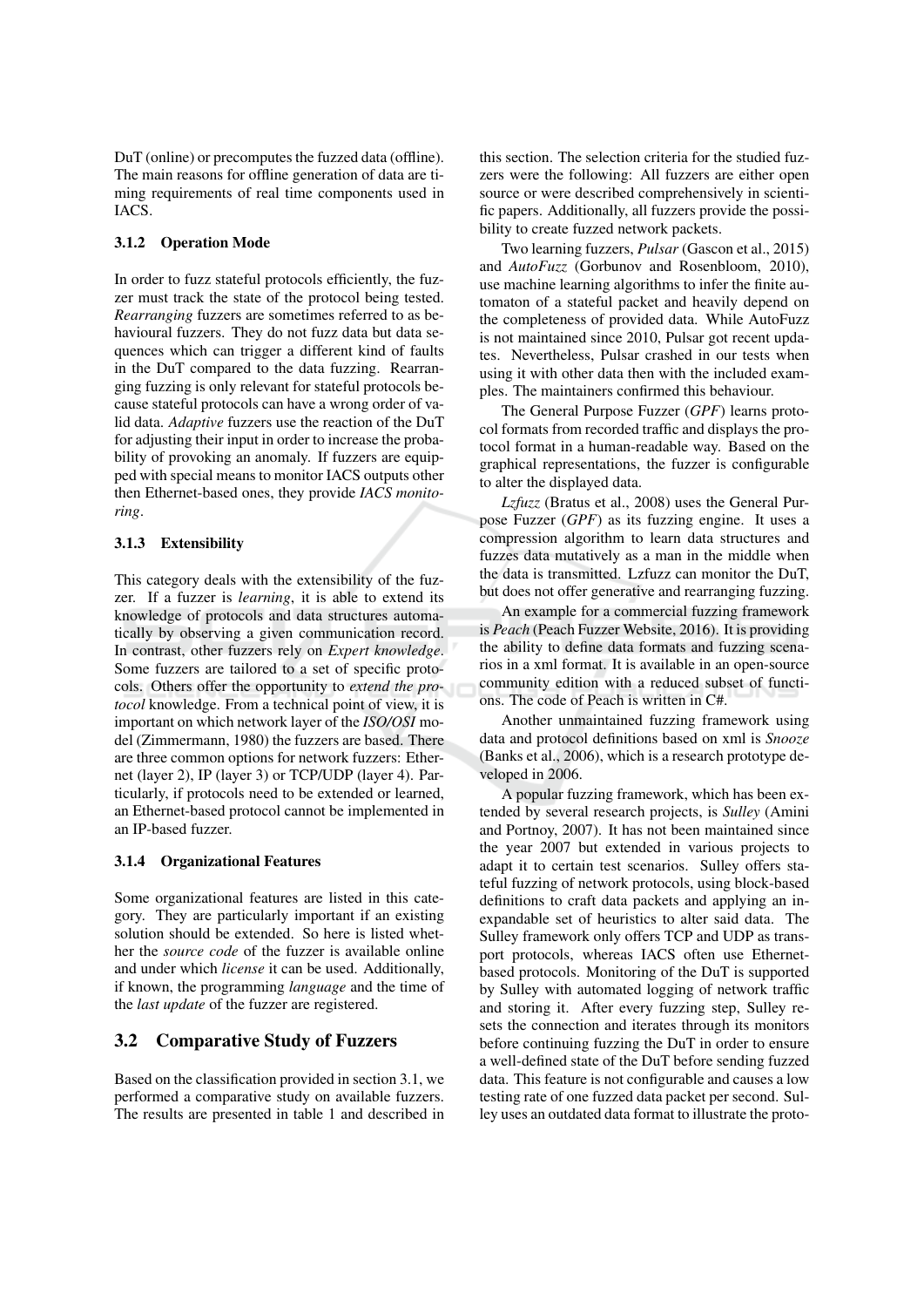DuT (online) or precomputes the fuzzed data (offline). The main reasons for offline generation of data are timing requirements of real time components used in IACS.

#### 3.1.2 Operation Mode

In order to fuzz stateful protocols efficiently, the fuzzer must track the state of the protocol being tested. *Rearranging* fuzzers are sometimes referred to as behavioural fuzzers. They do not fuzz data but data sequences which can trigger a different kind of faults in the DuT compared to the data fuzzing. Rearranging fuzzing is only relevant for stateful protocols because stateful protocols can have a wrong order of valid data. *Adaptive* fuzzers use the reaction of the DuT for adjusting their input in order to increase the probability of provoking an anomaly. If fuzzers are equipped with special means to monitor IACS outputs other then Ethernet-based ones, they provide *IACS monitoring*.

#### 3.1.3 Extensibility

This category deals with the extensibility of the fuzzer. If a fuzzer is *learning*, it is able to extend its knowledge of protocols and data structures automatically by observing a given communication record. In contrast, other fuzzers rely on *Expert knowledge*. Some fuzzers are tailored to a set of specific protocols. Others offer the opportunity to *extend the protocol* knowledge. From a technical point of view, it is important on which network layer of the *ISO/OSI* model (Zimmermann, 1980) the fuzzers are based. There are three common options for network fuzzers: Ethernet (layer 2), IP (layer 3) or TCP/UDP (layer 4). Particularly, if protocols need to be extended or learned, an Ethernet-based protocol cannot be implemented in an IP-based fuzzer.

#### 3.1.4 Organizational Features

Some organizational features are listed in this category. They are particularly important if an existing solution should be extended. So here is listed whether the *source code* of the fuzzer is available online and under which *license* it can be used. Additionally, if known, the programming *language* and the time of the *last update* of the fuzzer are registered.

### 3.2 Comparative Study of Fuzzers

Based on the classification provided in section 3.1, we performed a comparative study on available fuzzers. The results are presented in table 1 and described in this section. The selection criteria for the studied fuzzers were the following: All fuzzers are either open source or were described comprehensively in scientific papers. Additionally, all fuzzers provide the possibility to create fuzzed network packets.

Two learning fuzzers, *Pulsar* (Gascon et al., 2015) and *AutoFuzz* (Gorbunov and Rosenbloom, 2010), use machine learning algorithms to infer the finite automaton of a stateful packet and heavily depend on the completeness of provided data. While AutoFuzz is not maintained since 2010, Pulsar got recent updates. Nevertheless, Pulsar crashed in our tests when using it with other data then with the included examples. The maintainers confirmed this behaviour.

The General Purpose Fuzzer (*GPF*) learns protocol formats from recorded traffic and displays the protocol format in a human-readable way. Based on the graphical representations, the fuzzer is configurable to alter the displayed data.

*Lzfuzz* (Bratus et al., 2008) uses the General Purpose Fuzzer (*GPF*) as its fuzzing engine. It uses a compression algorithm to learn data structures and fuzzes data mutatively as a man in the middle when the data is transmitted. Lzfuzz can monitor the DuT, but does not offer generative and rearranging fuzzing.

An example for a commercial fuzzing framework is *Peach* (Peach Fuzzer Website, 2016). It is providing the ability to define data formats and fuzzing scenarios in a xml format. It is available in an open-source community edition with a reduced subset of functions. The code of Peach is written in C#.

Another unmaintained fuzzing framework using data and protocol definitions based on xml is *Snooze* (Banks et al., 2006), which is a research prototype developed in 2006.

A popular fuzzing framework, which has been extended by several research projects, is *Sulley* (Amini and Portnoy, 2007). It has not been maintained since the year 2007 but extended in various projects to adapt it to certain test scenarios. Sulley offers stateful fuzzing of network protocols, using block-based definitions to craft data packets and applying an inexpandable set of heuristics to alter said data. The Sulley framework only offers TCP and UDP as transport protocols, whereas IACS often use Ethernet-based protocols. Monitoring of the DuT is supported by Sulley with automated logging of network traffic and storing it. After every fuzzing step, Sulley resets the connection and iterates through its monitors before continuing fuzzing the DuT in order to ensure a well-defined state of the DuT before sending fuzzed data. This feature is not configurable and causes a low testing rate of one fuzzed data packet per second. Sulley uses an outdated data format to illustrate the proto-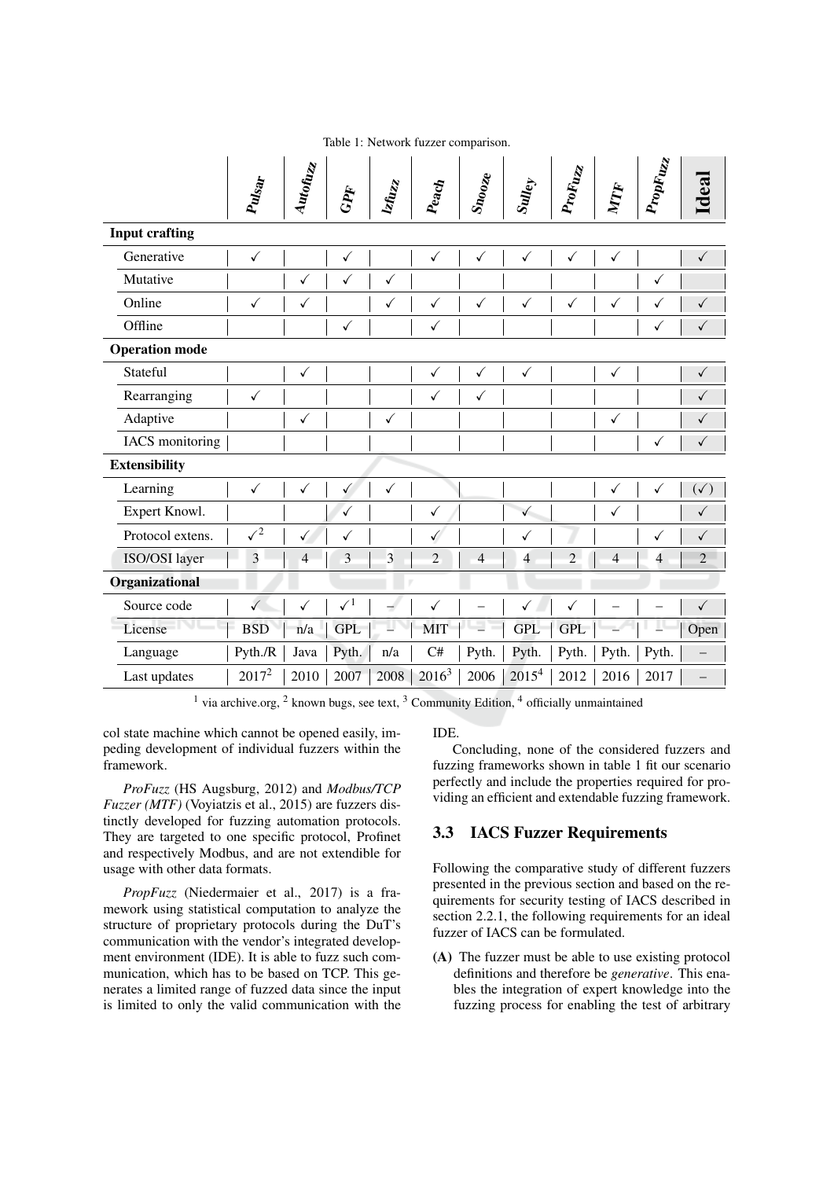Table 1: Network fuzzer comparison.

| | *Pulsar* | *Autofuzz* | *GPF* | *Izfuzz* | *Peach* | *Snooze* | *Sulley* | *ProFuzz* | *MTF* | *PropFuzz* | **Ideal** |
|---|---|---|---|---|---|---|---|---|---|---|---|
| **Input crafting** | | | | | | | | | | | |
| Generative | ✓ | | ✓ | | ✓ | ✓ | ✓ | ✓ | ✓ | | ✓ |
| Mutative | | ✓ | ✓ | ✓ | | | | | | ✓ | |
| Online | ✓ | ✓ | | ✓ | ✓ | ✓ | ✓ | ✓ | ✓ | ✓ | ✓ |
| Offline | | | ✓ | | ✓ | | | | | ✓ | ✓ |
| **Operation mode** | | | | | | | | | | | |
| Stateful | | ✓ | | | ✓ | ✓ | ✓ | | ✓ | | ✓ |
| Rearranging | ✓ | | | | ✓ | ✓ | | | | | ✓ |
| Adaptive | | ✓ | | ✓ | | | | | ✓ | | ✓ |
| IACS monitoring | | | | | | | | | | ✓ | ✓ |
| **Extensibility** | | | | | | | | | | | |
| Learning | ✓ | ✓ | ✓ | ✓ | | | | | ✓ | ✓ | (✓) |
| Expert Knowl. | | | ✓ | | ✓ | | ✓ | | ✓ | | ✓ |
| Protocol extens. | ✓[2] | ✓ | ✓ | | ✓ | | ✓ | | | ✓ | ✓ |
| ISO/OSI layer | 3 | 4 | 3 | 3 | 2 | 4 | 4 | 2 | 4 | 4 | 2 |
| **Organizational** | | | | | | | | | | | |
| Source code | ✓ | ✓ | ✓[1] | – | ✓ | – | ✓ | ✓ | – | – | ✓ |
| License | BSD | n/a | GPL | – | MIT | – | GPL | GPL | – | – | Open |
| Language | Pyth./R | Java | Pyth. | n/a | C# | Pyth. | Pyth. | Pyth. | Pyth. | Pyth. | – |
| Last updates | 2017[2] | 2010 | 2007 | 2008 | 2016[3] | 2006 | 2015[4] | 2012 | 2016 | 2017 | – |

[1] via archive.org, [2] known bugs, see text, [3] Community Edition, [4] officially unmaintained

col state machine which cannot be opened easily, impeding development of individual fuzzers within the framework.

*ProFuzz* (HS Augsburg, 2012) and *Modbus/TCP Fuzzer (MTF)* (Voyiatzis et al., 2015) are fuzzers distinctly developed for fuzzing automation protocols. They are targeted to one specific protocol, Profinet and respectively Modbus, and are not extendible for usage with other data formats.

*PropFuzz* (Niedermaier et al., 2017) is a framework using statistical computation to analyze the structure of proprietary protocols during the DuT's communication with the vendor's integrated development environment (IDE). It is able to fuzz such communication, which has to be based on TCP. This generates a limited range of fuzzed data since the input is limited to only the valid communication with the IDE.

Concluding, none of the considered fuzzers and fuzzing frameworks shown in table 1 fit our scenario perfectly and include the properties required for providing an efficient and extendable fuzzing framework.

## 3.3 IACS Fuzzer Requirements

Following the comparative study of different fuzzers presented in the previous section and based on the requirements for security testing of IACS described in section 2.2.1, the following requirements for an ideal fuzzer of IACS can be formulated.

**(A)** The fuzzer must be able to use existing protocol definitions and therefore be *generative*. This enables the integration of expert knowledge into the fuzzing process for enabling the test of arbitrary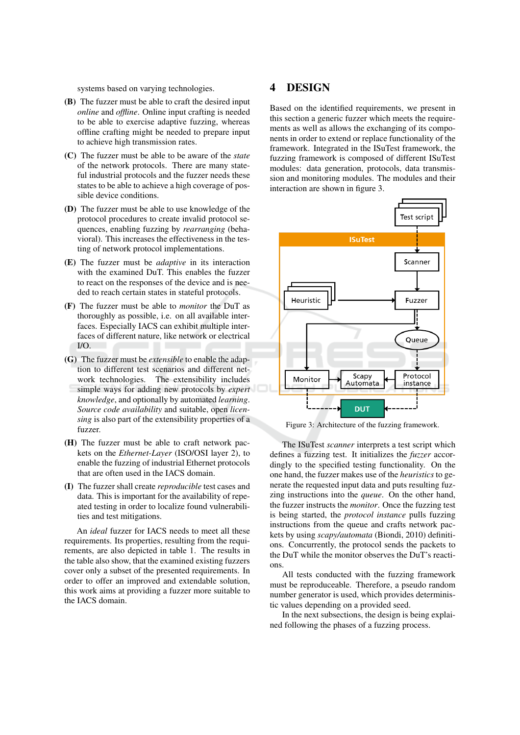systems based on varying technologies.

**(B)** The fuzzer must be able to craft the desired input *online* and *offline*. Online input crafting is needed to be able to exercise adaptive fuzzing, whereas offline crafting might be needed to prepare input to achieve high transmission rates.

**(C)** The fuzzer must be able to be aware of the *state* of the network protocols. There are many stateful industrial protocols and the fuzzer needs these states to be able to achieve a high coverage of possible device conditions.

**(D)** The fuzzer must be able to use knowledge of the protocol procedures to create invalid protocol sequences, enabling fuzzing by *rearranging* (behavioral). This increases the effectiveness in the testing of network protocol implementations.

**(E)** The fuzzer must be *adaptive* in its interaction with the examined DuT. This enables the fuzzer to react on the responses of the device and is needed to reach certain states in stateful protocols.

**(F)** The fuzzer must be able to *monitor* the DuT as thoroughly as possible, i.e. on all available interfaces. Especially IACS can exhibit multiple interfaces of different nature, like network or electrical I/O.

**(G)** The fuzzer must be *extensible* to enable the adaption to different test scenarios and different network technologies. The extensibility includes simple ways for adding new protocols by *expert knowledge*, and optionally by automated *learning*. *Source code availability* and suitable, open *licensing* is also part of the extensibility properties of a fuzzer.

**(H)** The fuzzer must be able to craft network packets on the *Ethernet-Layer* (ISO/OSI layer 2), to enable the fuzzing of industrial Ethernet protocols that are often used in the IACS domain.

**(I)** The fuzzer shall create *reproducible* test cases and data. This is important for the availability of repeated testing in order to localize found vulnerabilities and test mitigations.

An *ideal* fuzzer for IACS needs to meet all these requirements. Its properties, resulting from the requirements, are also depicted in table 1. The results in the table also show, that the examined existing fuzzers cover only a subset of the presented requirements. In order to offer an improved and extendable solution, this work aims at providing a fuzzer more suitable to the IACS domain.

# 4 DESIGN

Based on the identified requirements, we present in this section a generic fuzzer which meets the requirements as well as allows the exchanging of its components in order to extend or replace functionality of the framework. Integrated in the ISuTest framework, the fuzzing framework is composed of different ISuTest modules: data generation, protocols, data transmission and monitoring modules. The modules and their interaction are shown in figure 3.

Figure 3: Architecture of the fuzzing framework.

The ISuTest *scanner* interprets a test script which defines a fuzzing test. It initializes the *fuzzer* accordingly to the specified testing functionality. On the one hand, the fuzzer makes use of the *heuristics* to generate the requested input data and puts resulting fuzzing instructions into the *queue*. On the other hand, the fuzzer instructs the *monitor*. Once the fuzzing test is being started, the *protocol instance* pulls fuzzing instructions from the queue and crafts network packets by using *scapy/automata* (Biondi, 2010) definitions. Concurrently, the protocol sends the packets to the DuT while the monitor observes the DuT's reactions.

All tests conducted with the fuzzing framework must be reproduceable. Therefore, a pseudo random number generator is used, which provides deterministic values depending on a provided seed.

In the next subsections, the design is being explained following the phases of a fuzzing process.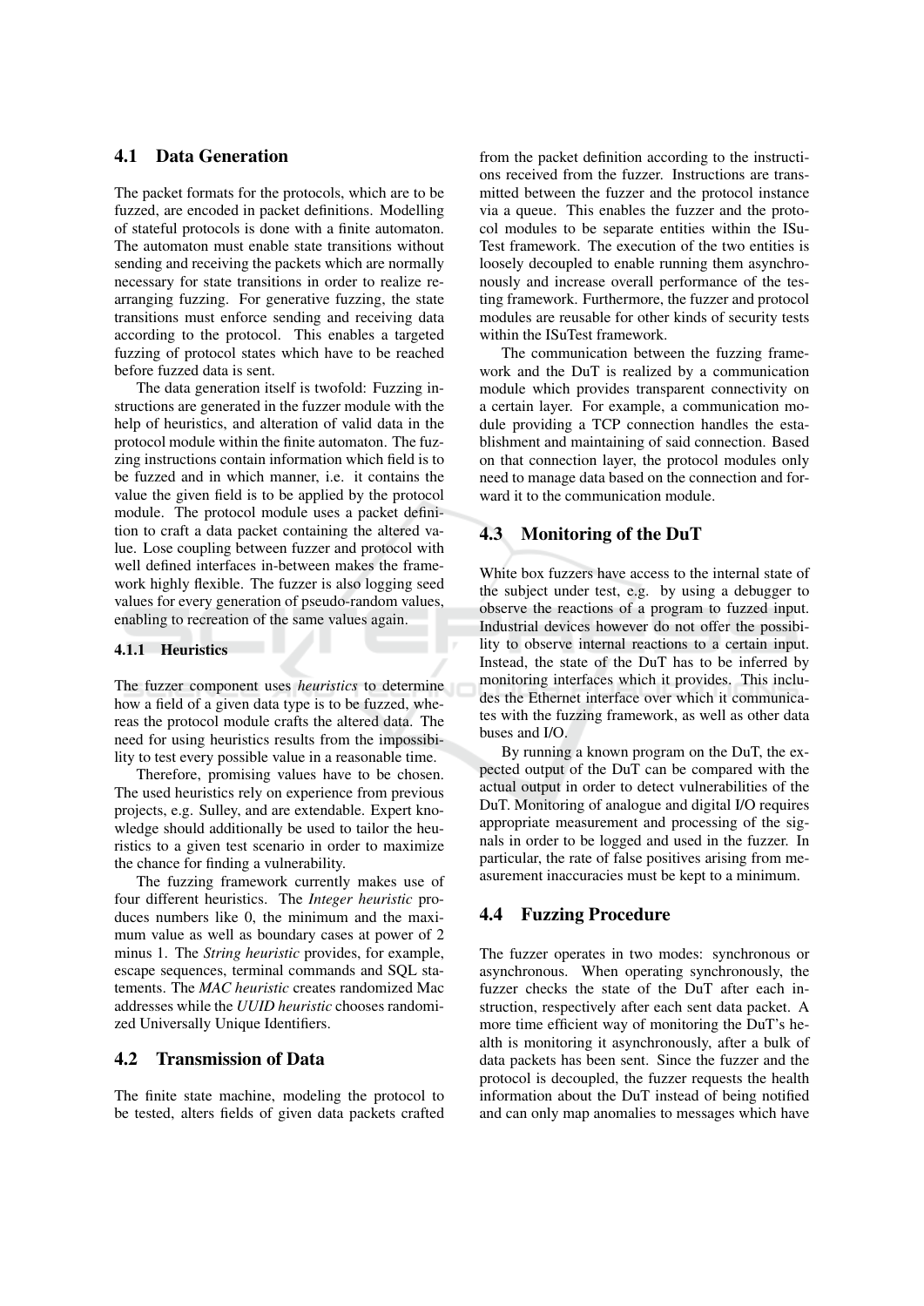### 4.1 Data Generation

The packet formats for the protocols, which are to be fuzzed, are encoded in packet definitions. Modelling of stateful protocols is done with a finite automaton. The automaton must enable state transitions without sending and receiving the packets which are normally necessary for state transitions in order to realize rearranging fuzzing. For generative fuzzing, the state transitions must enforce sending and receiving data according to the protocol. This enables a targeted fuzzing of protocol states which have to be reached before fuzzed data is sent.

The data generation itself is twofold: Fuzzing instructions are generated in the fuzzer module with the help of heuristics, and alteration of valid data in the protocol module within the finite automaton. The fuzzing instructions contain information which field is to be fuzzed and in which manner, i.e. it contains the value the given field is to be applied by the protocol module. The protocol module uses a packet definition to craft a data packet containing the altered value. Lose coupling between fuzzer and protocol with well defined interfaces in-between makes the framework highly flexible. The fuzzer is also logging seed values for every generation of pseudo-random values, enabling to recreation of the same values again.

#### 4.1.1 Heuristics

The fuzzer component uses *heuristics* to determine how a field of a given data type is to be fuzzed, whereas the protocol module crafts the altered data. The need for using heuristics results from the impossibility to test every possible value in a reasonable time.

Therefore, promising values have to be chosen. The used heuristics rely on experience from previous projects, e.g. Sulley, and are extendable. Expert knowledge should additionally be used to tailor the heuristics to a given test scenario in order to maximize the chance for finding a vulnerability.

The fuzzing framework currently makes use of four different heuristics. The *Integer heuristic* produces numbers like 0, the minimum and the maximum value as well as boundary cases at power of 2 minus 1. The *String heuristic* provides, for example, escape sequences, terminal commands and SQL statements. The *MAC heuristic* creates randomized Mac addresses while the *UUID heuristic* chooses randomized Universally Unique Identifiers.

### 4.2 Transmission of Data

The finite state machine, modeling the protocol to be tested, alters fields of given data packets crafted from the packet definition according to the instructions received from the fuzzer. Instructions are transmitted between the fuzzer and the protocol instance via a queue. This enables the fuzzer and the protocol modules to be separate entities within the ISuTest framework. The execution of the two entities is loosely decoupled to enable running them asynchronously and increase overall performance of the testing framework. Furthermore, the fuzzer and protocol modules are reusable for other kinds of security tests within the ISuTest framework.

The communication between the fuzzing framework and the DuT is realized by a communication module which provides transparent connectivity on a certain layer. For example, a communication module providing a TCP connection handles the establishment and maintaining of said connection. Based on that connection layer, the protocol modules only need to manage data based on the connection and forward it to the communication module.

### 4.3 Monitoring of the DuT

White box fuzzers have access to the internal state of the subject under test, e.g. by using a debugger to observe the reactions of a program to fuzzed input. Industrial devices however do not offer the possibility to observe internal reactions to a certain input. Instead, the state of the DuT has to be inferred by monitoring interfaces which it provides. This includes the Ethernet interface over which it communicates with the fuzzing framework, as well as other data buses and I/O.

By running a known program on the DuT, the expected output of the DuT can be compared with the actual output in order to detect vulnerabilities of the DuT. Monitoring of analogue and digital I/O requires appropriate measurement and processing of the signals in order to be logged and used in the fuzzer. In particular, the rate of false positives arising from measurement inaccuracies must be kept to a minimum.

### 4.4 Fuzzing Procedure

The fuzzer operates in two modes: synchronous or asynchronous. When operating synchronously, the fuzzer checks the state of the DuT after each instruction, respectively after each sent data packet. A more time efficient way of monitoring the DuT's health is monitoring it asynchronously, after a bulk of data packets has been sent. Since the fuzzer and the protocol is decoupled, the fuzzer requests the health information about the DuT instead of being notified and can only map anomalies to messages which have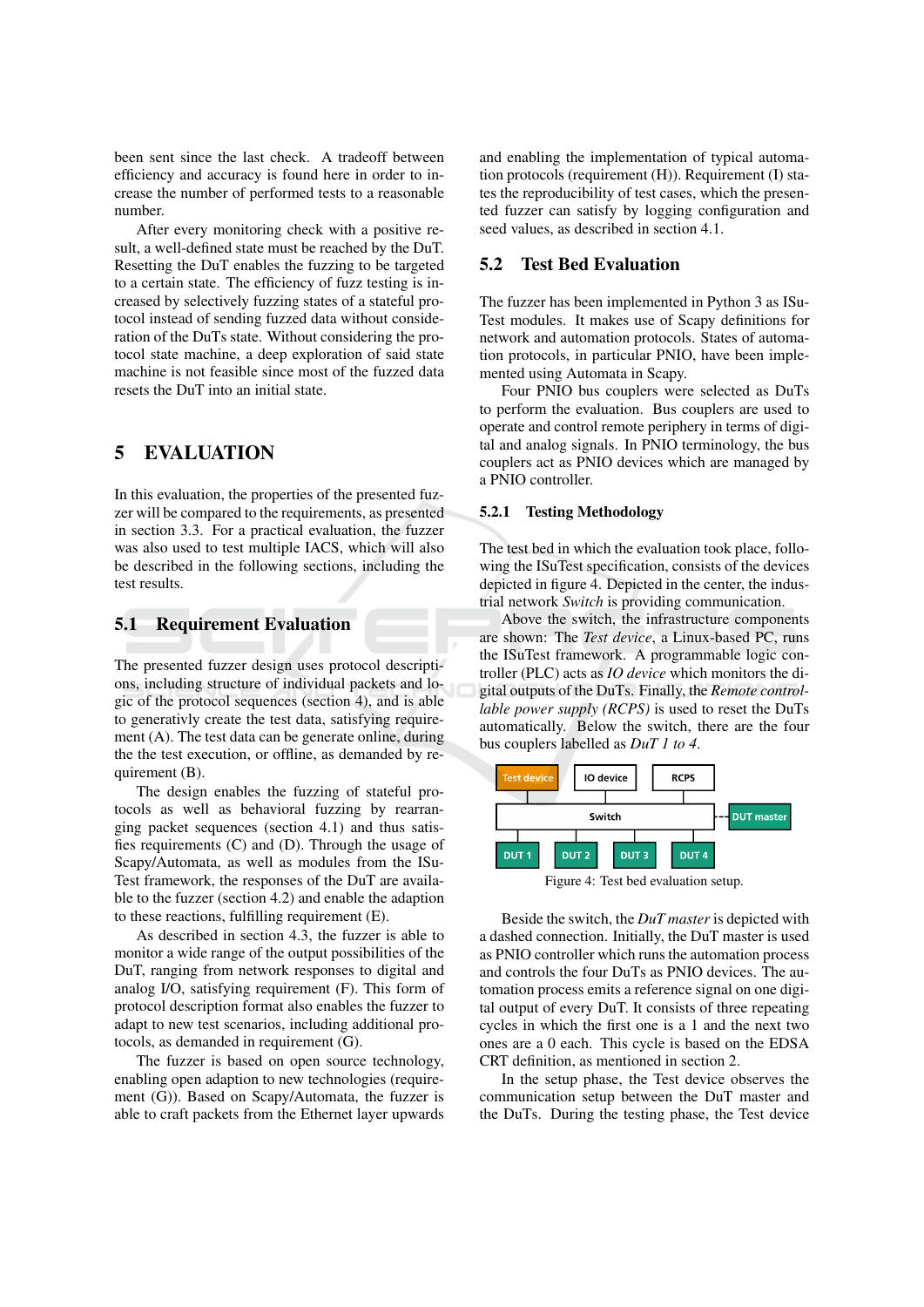been sent since the last check. A tradeoff between efficiency and accuracy is found here in order to increase the number of performed tests to a reasonable number.

After every monitoring check with a positive result, a well-defined state must be reached by the DuT. Resetting the DuT enables the fuzzing to be targeted to a certain state. The efficiency of fuzz testing is increased by selectively fuzzing states of a stateful protocol instead of sending fuzzed data without consideration of the DuTs state. Without considering the protocol state machine, a deep exploration of said state machine is not feasible since most of the fuzzed data resets the DuT into an initial state.

# 5 EVALUATION

In this evaluation, the properties of the presented fuzzer will be compared to the requirements, as presented in section 3.3. For a practical evaluation, the fuzzer was also used to test multiple IACS, which will also be described in the following sections, including the test results.

## 5.1 Requirement Evaluation

The presented fuzzer design uses protocol descriptions, including structure of individual packets and logic of the protocol sequences (section 4), and is able to generativly create the test data, satisfying requirement (A). The test data can be generate online, during the the test execution, or offline, as demanded by requirement (B).

The design enables the fuzzing of stateful protocols as well as behavioral fuzzing by rearranging packet sequences (section 4.1) and thus satisfies requirements (C) and (D). Through the usage of Scapy/Automata, as well as modules from the ISuTest framework, the responses of the DuT are available to the fuzzer (section 4.2) and enable the adaption to these reactions, fulfilling requirement (E).

As described in section 4.3, the fuzzer is able to monitor a wide range of the output possibilities of the DuT, ranging from network responses to digital and analog I/O, satisfying requirement (F). This form of protocol description format also enables the fuzzer to adapt to new test scenarios, including additional protocols, as demanded in requirement (G).

The fuzzer is based on open source technology, enabling open adaption to new technologies (requirement (G)). Based on Scapy/Automata, the fuzzer is able to craft packets from the Ethernet layer upwards and enabling the implementation of typical automation protocols (requirement (H)). Requirement (I) states the reproducibility of test cases, which the presented fuzzer can satisfy by logging configuration and seed values, as described in section 4.1.

## 5.2 Test Bed Evaluation

The fuzzer has been implemented in Python 3 as ISuTest modules. It makes use of Scapy definitions for network and automation protocols. States of automation protocols, in particular PNIO, have been implemented using Automata in Scapy.

Four PNIO bus couplers were selected as DuTs to perform the evaluation. Bus couplers are used to operate and control remote periphery in terms of digital and analog signals. In PNIO terminology, the bus couplers act as PNIO devices which are managed by a PNIO controller.

### 5.2.1 Testing Methodology

The test bed in which the evaluation took place, following the ISuTest specification, consists of the devices depicted in figure 4. Depicted in the center, the industrial network *Switch* is providing communication.

Above the switch, the infrastructure components are shown: The *Test device*, a Linux-based PC, runs the ISuTest framework. A programmable logic controller (PLC) acts as *IO device* which monitors the digital outputs of the DuTs. Finally, the *Remote controllable power supply (RCPS)* is used to reset the DuTs automatically. Below the switch, there are the four bus couplers labelled as *DuT 1 to 4*.

Test device | IO device | RCPS

Switch --- DUT master

DUT 1 | DUT 2 | DUT 3 | DUT 4

Figure 4: Test bed evaluation setup.

Beside the switch, the *DuT master* is depicted with a dashed connection. Initially, the DuT master is used as PNIO controller which runs the automation process and controls the four DuTs as PNIO devices. The automation process emits a reference signal on one digital output of every DuT. It consists of three repeating cycles in which the first one is a 1 and the next two ones are a 0 each. This cycle is based on the EDSA CRT definition, as mentioned in section 2.

In the setup phase, the Test device observes the communication setup between the DuT master and the DuTs. During the testing phase, the Test device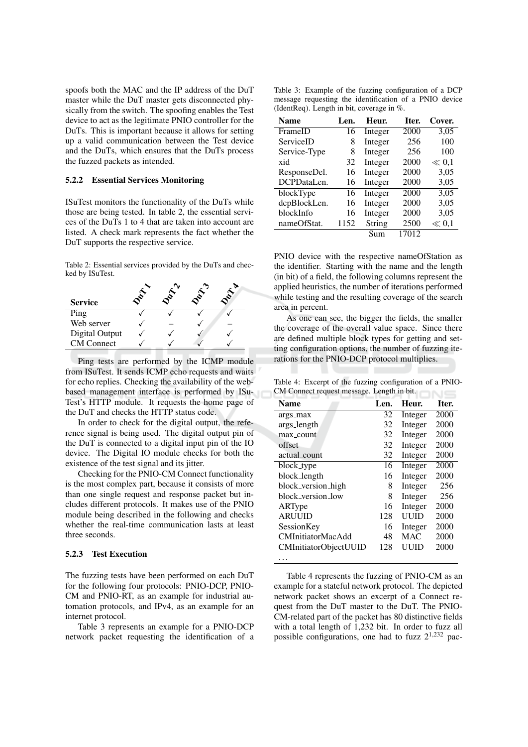spoofs both the MAC and the IP address of the DuT master while the DuT master gets disconnected physically from the switch. The spoofing enables the Test device to act as the legitimate PNIO controller for the DuTs. This is important because it allows for setting up a valid communication between the Test device and the DuTs, which ensures that the DuTs process the fuzzed packets as intended.

### 5.2.2 Essential Services Monitoring

ISuTest monitors the functionality of the DuTs while those are being tested. In table 2, the essential services of the DuTs 1 to 4 that are taken into account are listed. A check mark represents the fact whether the DuT supports the respective service.

Table 2: Essential services provided by the DuTs and checked by ISuTest.

| Service | DuT 1 | DuT 2 | DuT 3 | DuT 4 |
|---|---|---|---|---|
| Ping | ✓ | ✓ | ✓ | ✓ |
| Web server | ✓ | – | ✓ | – |
| Digital Output | ✓ | ✓ | ✓ | ✓ |
| CM Connect | ✓ | ✓ | ✓ | ✓ |

Ping tests are performed by the ICMP module from ISuTest. It sends ICMP echo requests and waits for echo replies. Checking the availability of the web-based management interface is performed by ISuTest's HTTP module. It requests the home page of the DuT and checks the HTTP status code.

In order to check for the digital output, the reference signal is being used. The digital output pin of the DuT is connected to a digital input pin of the IO device. The Digital IO module checks for both the existence of the test signal and its jitter.

Checking for the PNIO-CM Connect functionality is the most complex part, because it consists of more than one single request and response packet but includes different protocols. It makes use of the PNIO module being described in the following and checks whether the real-time communication lasts at least three seconds.

### 5.2.3 Test Execution

The fuzzing tests have been performed on each DuT for the following four protocols: PNIO-DCP, PNIO-CM and PNIO-RT, as an example for industrial automation protocols, and IPv4, as an example for an internet protocol.

Table 3 represents an example for a PNIO-DCP network packet requesting the identification of a PNIO device with the respective nameOfStation as the identifier. Starting with the name and the length (in bit) of a field, the following columns represent the applied heuristics, the number of iterations performed while testing and the resulting coverage of the search area in percent.

Table 3: Example of the fuzzing configuration of a DCP message requesting the identification of a PNIO device (IdentReq). Length in bit, coverage in %.

| Name | Len. | Heur. | Iter. | Cover. |
|---|---|---|---|---|
| FrameID | 16 | Integer | 2000 | 3,05 |
| ServiceID | 8 | Integer | 256 | 100 |
| Service-Type | 8 | Integer | 256 | 100 |
| xid | 32 | Integer | 2000 | $\ll 0{,}1$ |
| ResponseDel. | 16 | Integer | 2000 | 3,05 |
| DCPDataLen. | 16 | Integer | 2000 | 3,05 |
| blockType | 16 | Integer | 2000 | 3,05 |
| dcpBlockLen. | 16 | Integer | 2000 | 3,05 |
| blockInfo | 16 | Integer | 2000 | 3,05 |
| nameOfStat. | 1152 | String | 2500 | $\ll 0{,}1$ |
| | | Sum | 17012 | |

As one can see, the bigger the fields, the smaller the coverage of the overall value space. Since there are defined multiple block types for getting and setting configuration options, the number of fuzzing iterations for the PNIO-DCP protocol multiplies.

Table 4: Excerpt of the fuzzing configuration of a PNIO-CM Connect request message. Length in bit.

| Name | Len. | Heur. | Iter. |
|---|---|---|---|
| args_max | 32 | Integer | 2000 |
| args_length | 32 | Integer | 2000 |
| max_count | 32 | Integer | 2000 |
| offset | 32 | Integer | 2000 |
| actual_count | 32 | Integer | 2000 |
| block_type | 16 | Integer | 2000 |
| block_length | 16 | Integer | 2000 |
| block_version_high | 8 | Integer | 256 |
| block_version_low | 8 | Integer | 256 |
| ARType | 16 | Integer | 2000 |
| ARUUID | 128 | UUID | 2000 |
| SessionKey | 16 | Integer | 2000 |
| CMInitiatorMacAdd | 48 | MAC | 2000 |
| CMInitiatorObjectUUID | 128 | UUID | 2000 |
| … | | | |

Table 4 represents the fuzzing of PNIO-CM as an example for a stateful network protocol. The depicted network packet shows an excerpt of a Connect request from the DuT master to the DuT. The PNIO-CM-related part of the packet has 80 distinctive fields with a total length of 1,232 bit. In order to fuzz all possible configurations, one had to fuzz $2^{1,232}$ pac-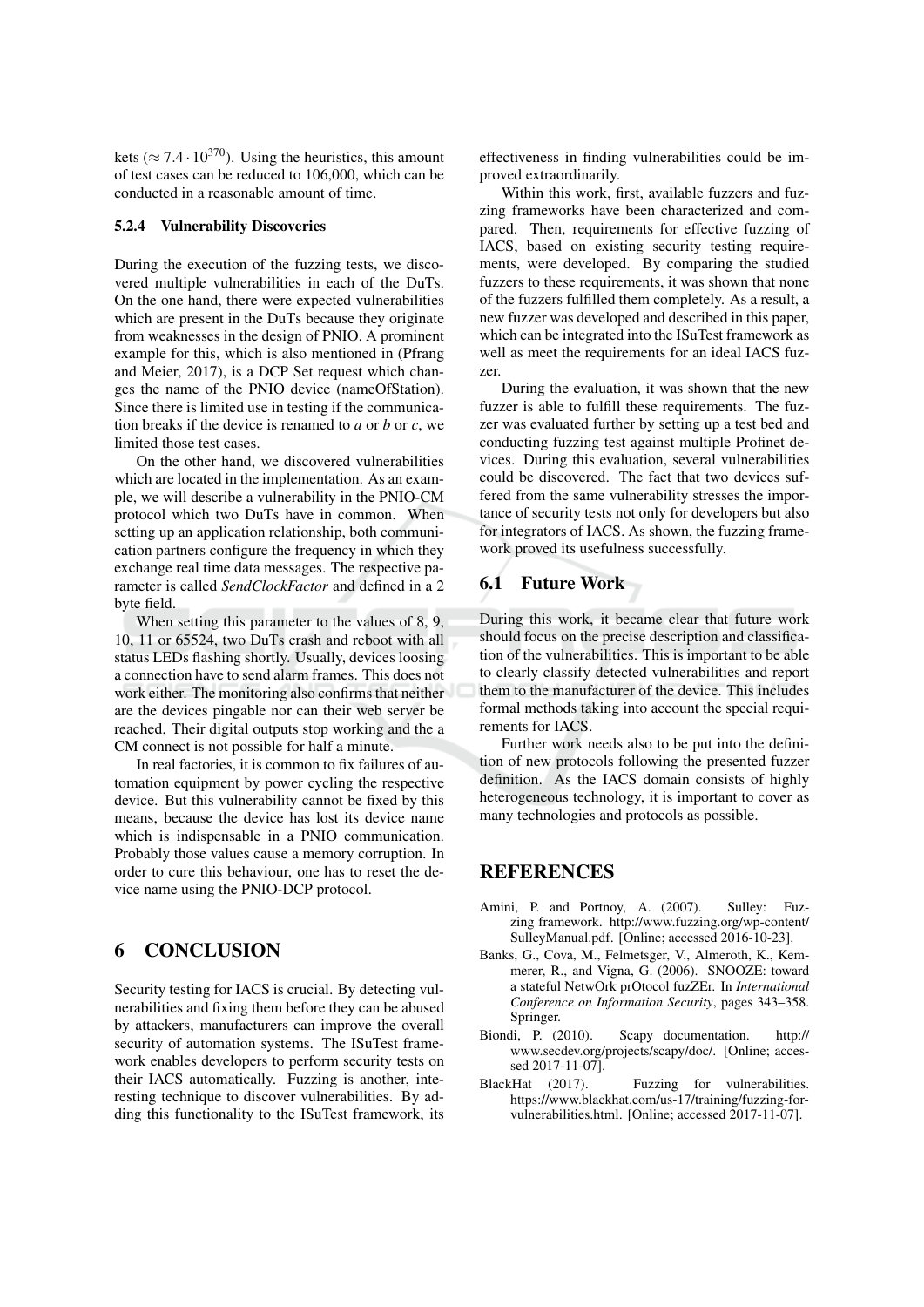kets ($\approx 7.4 \cdot 10^{370}$). Using the heuristics, this amount of test cases can be reduced to 106,000, which can be conducted in a reasonable amount of time.

#### 5.2.4 Vulnerability Discoveries

During the execution of the fuzzing tests, we discovered multiple vulnerabilities in each of the DuTs. On the one hand, there were expected vulnerabilities which are present in the DuTs because they originate from weaknesses in the design of PNIO. A prominent example for this, which is also mentioned in (Pfrang and Meier, 2017), is a DCP Set request which changes the name of the PNIO device (nameOfStation). Since there is limited use in testing if the communication breaks if the device is renamed to *a* or *b* or *c*, we limited those test cases.

On the other hand, we discovered vulnerabilities which are located in the implementation. As an example, we will describe a vulnerability in the PNIO-CM protocol which two DuTs have in common. When setting up an application relationship, both communication partners configure the frequency in which they exchange real time data messages. The respective parameter is called *SendClockFactor* and defined in a 2 byte field.

When setting this parameter to the values of 8, 9, 10, 11 or 65524, two DuTs crash and reboot with all status LEDs flashing shortly. Usually, devices loosing a connection have to send alarm frames. This does not work either. The monitoring also confirms that neither are the devices pingable nor can their web server be reached. Their digital outputs stop working and the a CM connect is not possible for half a minute.

In real factories, it is common to fix failures of automation equipment by power cycling the respective device. But this vulnerability cannot be fixed by this means, because the device has lost its device name which is indispensable in a PNIO communication. Probably those values cause a memory corruption. In order to cure this behaviour, one has to reset the device name using the PNIO-DCP protocol.

## 6 CONCLUSION

Security testing for IACS is crucial. By detecting vulnerabilities and fixing them before they can be abused by attackers, manufacturers can improve the overall security of automation systems. The ISuTest framework enables developers to perform security tests on their IACS automatically. Fuzzing is another, interesting technique to discover vulnerabilities. By adding this functionality to the ISuTest framework, its effectiveness in finding vulnerabilities could be improved extraordinarily.

Within this work, first, available fuzzers and fuzzing frameworks have been characterized and compared. Then, requirements for effective fuzzing of IACS, based on existing security testing requirements, were developed. By comparing the studied fuzzers to these requirements, it was shown that none of the fuzzers fulfilled them completely. As a result, a new fuzzer was developed and described in this paper, which can be integrated into the ISuTest framework as well as meet the requirements for an ideal IACS fuzzer.

During the evaluation, it was shown that the new fuzzer is able to fulfill these requirements. The fuzzer was evaluated further by setting up a test bed and conducting fuzzing test against multiple Profinet devices. During this evaluation, several vulnerabilities could be discovered. The fact that two devices suffered from the same vulnerability stresses the importance of security tests not only for developers but also for integrators of IACS. As shown, the fuzzing framework proved its usefulness successfully.

### 6.1 Future Work

During this work, it became clear that future work should focus on the precise description and classification of the vulnerabilities. This is important to be able to clearly classify detected vulnerabilities and report them to the manufacturer of the device. This includes formal methods taking into account the special requirements for IACS.

Further work needs also to be put into the definition of new protocols following the presented fuzzer definition. As the IACS domain consists of highly heterogeneous technology, it is important to cover as many technologies and protocols as possible.

## REFERENCES

Amini, P. and Portnoy, A. (2007). Sulley: Fuzzing framework. http://www.fuzzing.org/wp-content/SulleyManual.pdf. [Online; accessed 2016-10-23].

Banks, G., Cova, M., Felmetsger, V., Almeroth, K., Kemmerer, R., and Vigna, G. (2006). SNOOZE: toward a stateful NetwOrk prOtocol fuzZEr. In *International Conference on Information Security*, pages 343–358. Springer.

Biondi, P. (2010). Scapy documentation. http://www.secdev.org/projects/scapy/doc/. [Online; accessed 2017-11-07].

BlackHat (2017). Fuzzing for vulnerabilities. https://www.blackhat.com/us-17/training/fuzzing-for-vulnerabilities.html. [Online; accessed 2017-11-07].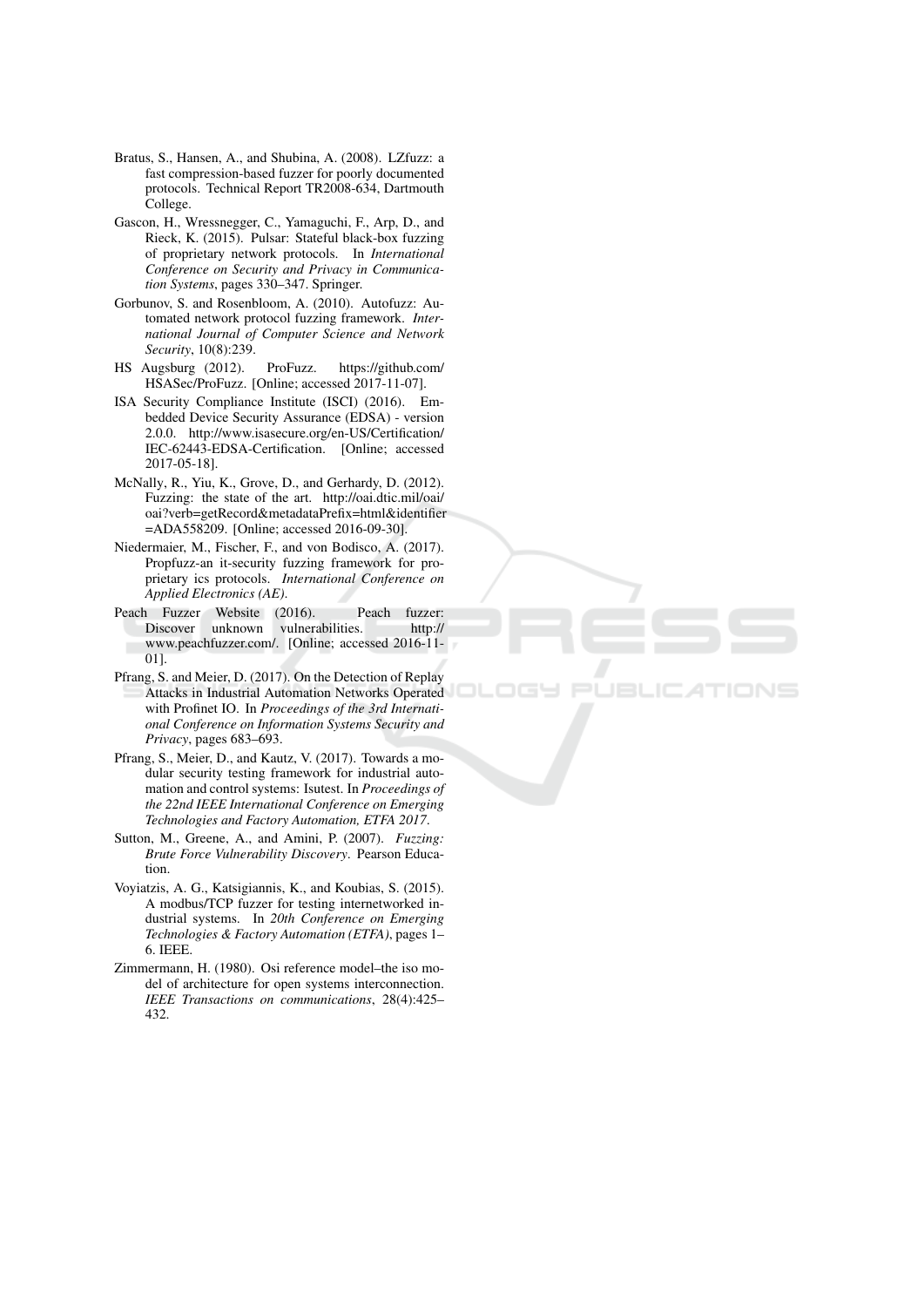Bratus, S., Hansen, A., and Shubina, A. (2008). LZfuzz: a fast compression-based fuzzer for poorly documented protocols. Technical Report TR2008-634, Dartmouth College.

Gascon, H., Wressnegger, C., Yamaguchi, F., Arp, D., and Rieck, K. (2015). Pulsar: Stateful black-box fuzzing of proprietary network protocols. In *International Conference on Security and Privacy in Communication Systems*, pages 330–347. Springer.

Gorbunov, S. and Rosenbloom, A. (2010). Autofuzz: Automated network protocol fuzzing framework. *International Journal of Computer Science and Network Security*, 10(8):239.

HS Augsburg (2012). ProFuzz. https://github.com/HSASec/ProFuzz. [Online; accessed 2017-11-07].

ISA Security Compliance Institute (ISCI) (2016). Embedded Device Security Assurance (EDSA) - version 2.0.0. http://www.isasecure.org/en-US/Certification/IEC-62443-EDSA-Certification. [Online; accessed 2017-05-18].

McNally, R., Yiu, K., Grove, D., and Gerhardy, D. (2012). Fuzzing: the state of the art. http://oai.dtic.mil/oai/oai?verb=getRecord&metadataPrefix=html&identifier=ADA558209. [Online; accessed 2016-09-30].

Niedermaier, M., Fischer, F., and von Bodisco, A. (2017). Propfuzz-an it-security fuzzing framework for proprietary ics protocols. *International Conference on Applied Electronics (AE)*.

Peach Fuzzer Website (2016). Peach fuzzer: Discover unknown vulnerabilities. http://www.peachfuzzer.com/. [Online; accessed 2016-11-01].

Pfrang, S. and Meier, D. (2017). On the Detection of Replay Attacks in Industrial Automation Networks Operated with Profinet IO. In *Proceedings of the 3rd International Conference on Information Systems Security and Privacy*, pages 683–693.

Pfrang, S., Meier, D., and Kautz, V. (2017). Towards a modular security testing framework for industrial automation and control systems: Isutest. In *Proceedings of the 22nd IEEE International Conference on Emerging Technologies and Factory Automation, ETFA 2017*.

Sutton, M., Greene, A., and Amini, P. (2007). *Fuzzing: Brute Force Vulnerability Discovery*. Pearson Education.

Voyiatzis, A. G., Katsigiannis, K., and Koubias, S. (2015). A modbus/TCP fuzzer for testing internetworked industrial systems. In *20th Conference on Emerging Technologies & Factory Automation (ETFA)*, pages 1–6. IEEE.

Zimmermann, H. (1980). Osi reference model–the iso model of architecture for open systems interconnection. *IEEE Transactions on communications*, 28(4):425–432.